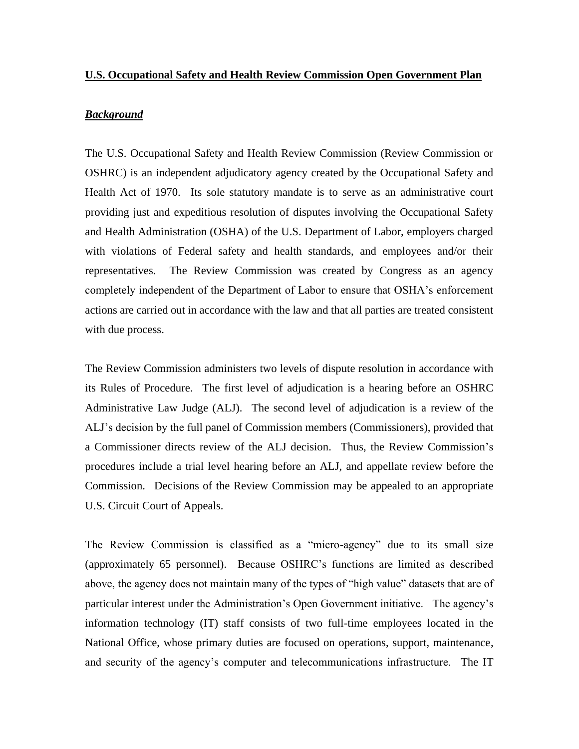**U.S. Occupational Safety and Health Review Commission Open Government Plan**

***Background***

The U.S. Occupational Safety and Health Review Commission (Review Commission or OSHRC) is an independent adjudicatory agency created by the Occupational Safety and Health Act of 1970. Its sole statutory mandate is to serve as an administrative court providing just and expeditious resolution of disputes involving the Occupational Safety and Health Administration (OSHA) of the U.S. Department of Labor, employers charged with violations of Federal safety and health standards, and employees and/or their representatives. The Review Commission was created by Congress as an agency completely independent of the Department of Labor to ensure that OSHA's enforcement actions are carried out in accordance with the law and that all parties are treated consistent with due process.

The Review Commission administers two levels of dispute resolution in accordance with its Rules of Procedure. The first level of adjudication is a hearing before an OSHRC Administrative Law Judge (ALJ). The second level of adjudication is a review of the ALJ's decision by the full panel of Commission members (Commissioners), provided that a Commissioner directs review of the ALJ decision. Thus, the Review Commission's procedures include a trial level hearing before an ALJ, and appellate review before the Commission. Decisions of the Review Commission may be appealed to an appropriate U.S. Circuit Court of Appeals.

The Review Commission is classified as a "micro-agency" due to its small size (approximately 65 personnel). Because OSHRC's functions are limited as described above, the agency does not maintain many of the types of "high value" datasets that are of particular interest under the Administration's Open Government initiative. The agency's information technology (IT) staff consists of two full-time employees located in the National Office, whose primary duties are focused on operations, support, maintenance, and security of the agency's computer and telecommunications infrastructure. The IT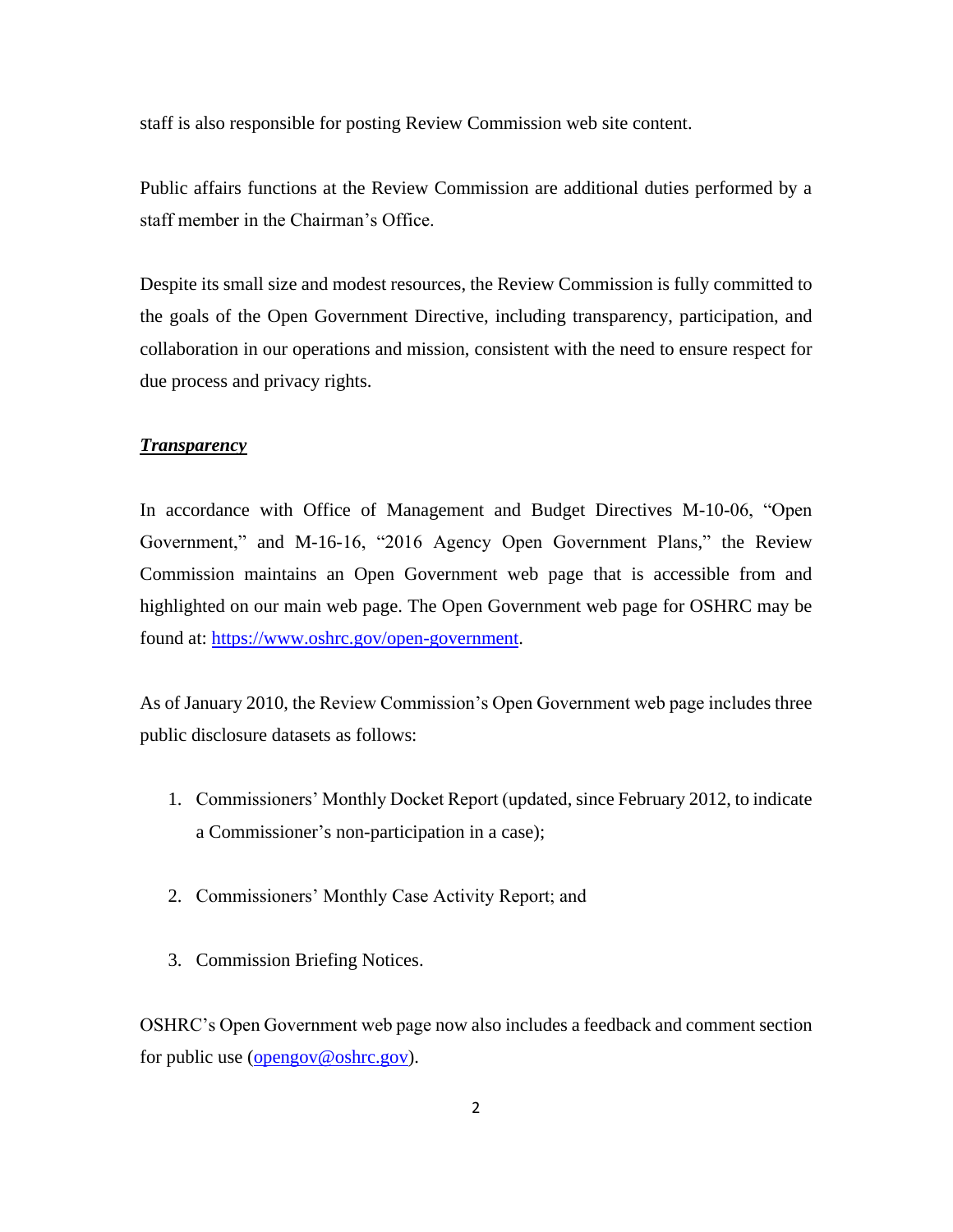staff is also responsible for posting Review Commission web site content.

Public affairs functions at the Review Commission are additional duties performed by a staff member in the Chairman's Office.

Despite its small size and modest resources, the Review Commission is fully committed to the goals of the Open Government Directive, including transparency, participation, and collaboration in our operations and mission, consistent with the need to ensure respect for due process and privacy rights.

***Transparency***

In accordance with Office of Management and Budget Directives M-10-06, "Open Government," and M-16-16, "2016 Agency Open Government Plans," the Review Commission maintains an Open Government web page that is accessible from and highlighted on our main web page. The Open Government web page for OSHRC may be found at: [https://www.oshrc.gov/open-government](https://www.oshrc.gov/open-government).

As of January 2010, the Review Commission's Open Government web page includes three public disclosure datasets as follows:

1. Commissioners' Monthly Docket Report (updated, since February 2012, to indicate a Commissioner's non-participation in a case);

2. Commissioners' Monthly Case Activity Report; and

3. Commission Briefing Notices.

OSHRC's Open Government web page now also includes a feedback and comment section for public use ([opengov@oshrc.gov](mailto:opengov@oshrc.gov)).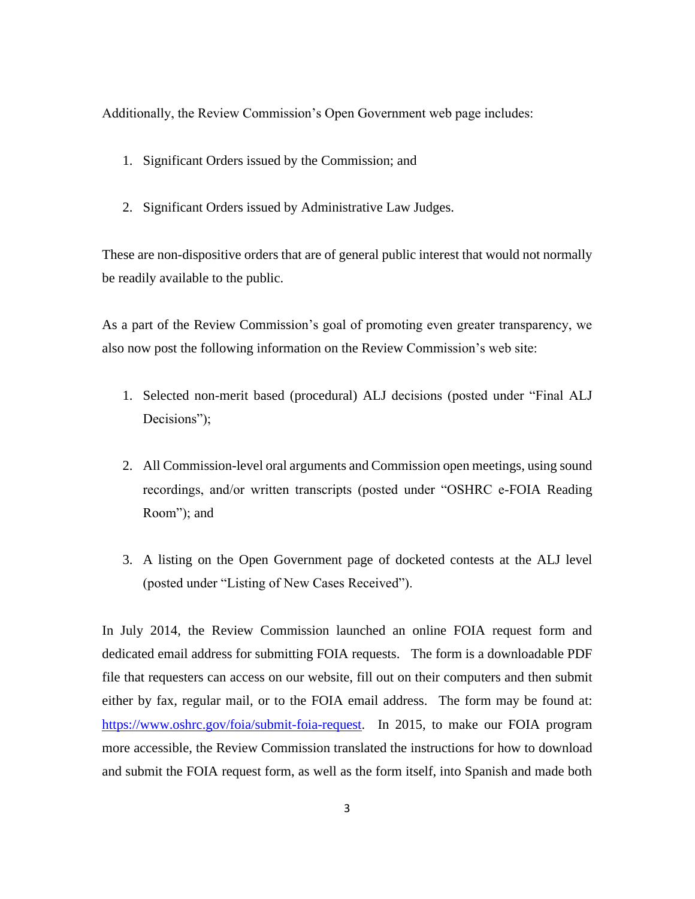Additionally, the Review Commission's Open Government web page includes:

1. Significant Orders issued by the Commission; and
2. Significant Orders issued by Administrative Law Judges.

These are non-dispositive orders that are of general public interest that would not normally be readily available to the public.

As a part of the Review Commission's goal of promoting even greater transparency, we also now post the following information on the Review Commission's web site:

1. Selected non-merit based (procedural) ALJ decisions (posted under "Final ALJ Decisions");
2. All Commission-level oral arguments and Commission open meetings, using sound recordings, and/or written transcripts (posted under "OSHRC e-FOIA Reading Room"); and
3. A listing on the Open Government page of docketed contests at the ALJ level (posted under "Listing of New Cases Received").

In July 2014, the Review Commission launched an online FOIA request form and dedicated email address for submitting FOIA requests. The form is a downloadable PDF file that requesters can access on our website, fill out on their computers and then submit either by fax, regular mail, or to the FOIA email address. The form may be found at: [https://www.oshrc.gov/foia/submit-foia-request](https://www.oshrc.gov/foia/submit-foia-request). In 2015, to make our FOIA program more accessible, the Review Commission translated the instructions for how to download and submit the FOIA request form, as well as the form itself, into Spanish and made both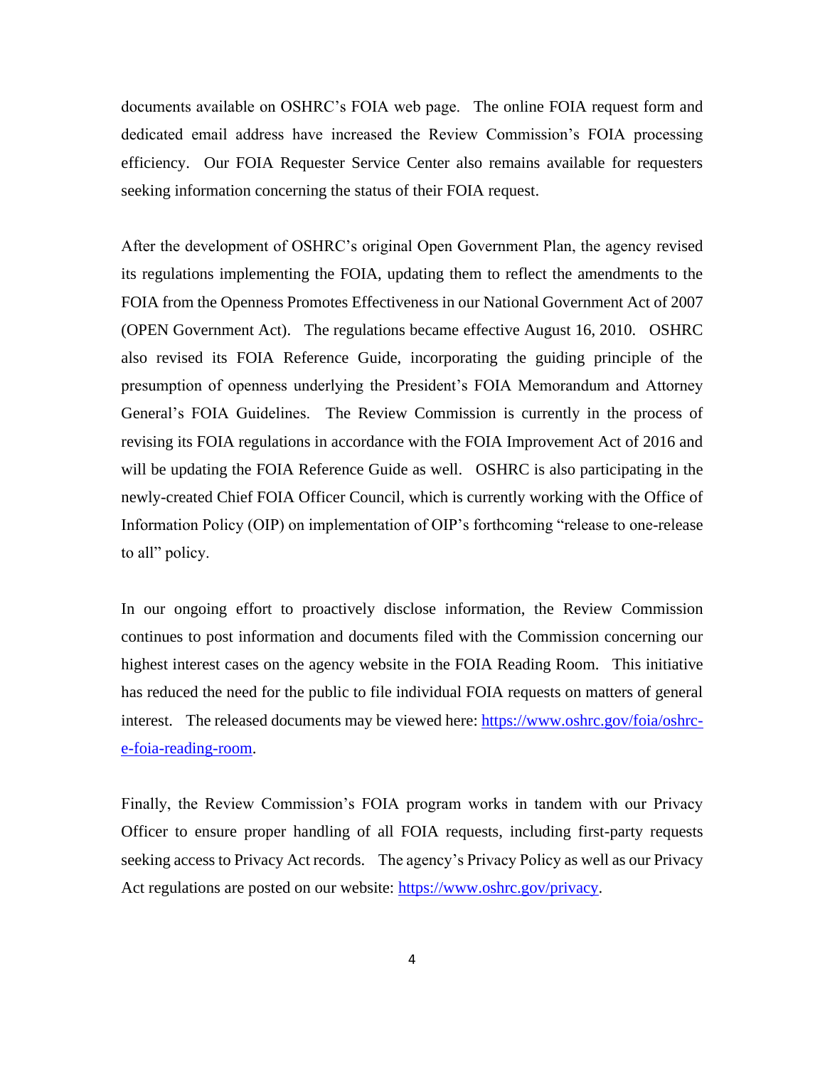documents available on OSHRC's FOIA web page. The online FOIA request form and dedicated email address have increased the Review Commission's FOIA processing efficiency. Our FOIA Requester Service Center also remains available for requesters seeking information concerning the status of their FOIA request.

After the development of OSHRC's original Open Government Plan, the agency revised its regulations implementing the FOIA, updating them to reflect the amendments to the FOIA from the Openness Promotes Effectiveness in our National Government Act of 2007 (OPEN Government Act). The regulations became effective August 16, 2010. OSHRC also revised its FOIA Reference Guide, incorporating the guiding principle of the presumption of openness underlying the President's FOIA Memorandum and Attorney General's FOIA Guidelines. The Review Commission is currently in the process of revising its FOIA regulations in accordance with the FOIA Improvement Act of 2016 and will be updating the FOIA Reference Guide as well. OSHRC is also participating in the newly-created Chief FOIA Officer Council, which is currently working with the Office of Information Policy (OIP) on implementation of OIP's forthcoming "release to one-release to all" policy.

In our ongoing effort to proactively disclose information, the Review Commission continues to post information and documents filed with the Commission concerning our highest interest cases on the agency website in the FOIA Reading Room. This initiative has reduced the need for the public to file individual FOIA requests on matters of general interest. The released documents may be viewed here: [https://www.oshrc.gov/foia/oshrc-e-foia-reading-room](https://www.oshrc.gov/foia/oshrc-e-foia-reading-room).

Finally, the Review Commission's FOIA program works in tandem with our Privacy Officer to ensure proper handling of all FOIA requests, including first-party requests seeking access to Privacy Act records. The agency's Privacy Policy as well as our Privacy Act regulations are posted on our website: [https://www.oshrc.gov/privacy](https://www.oshrc.gov/privacy).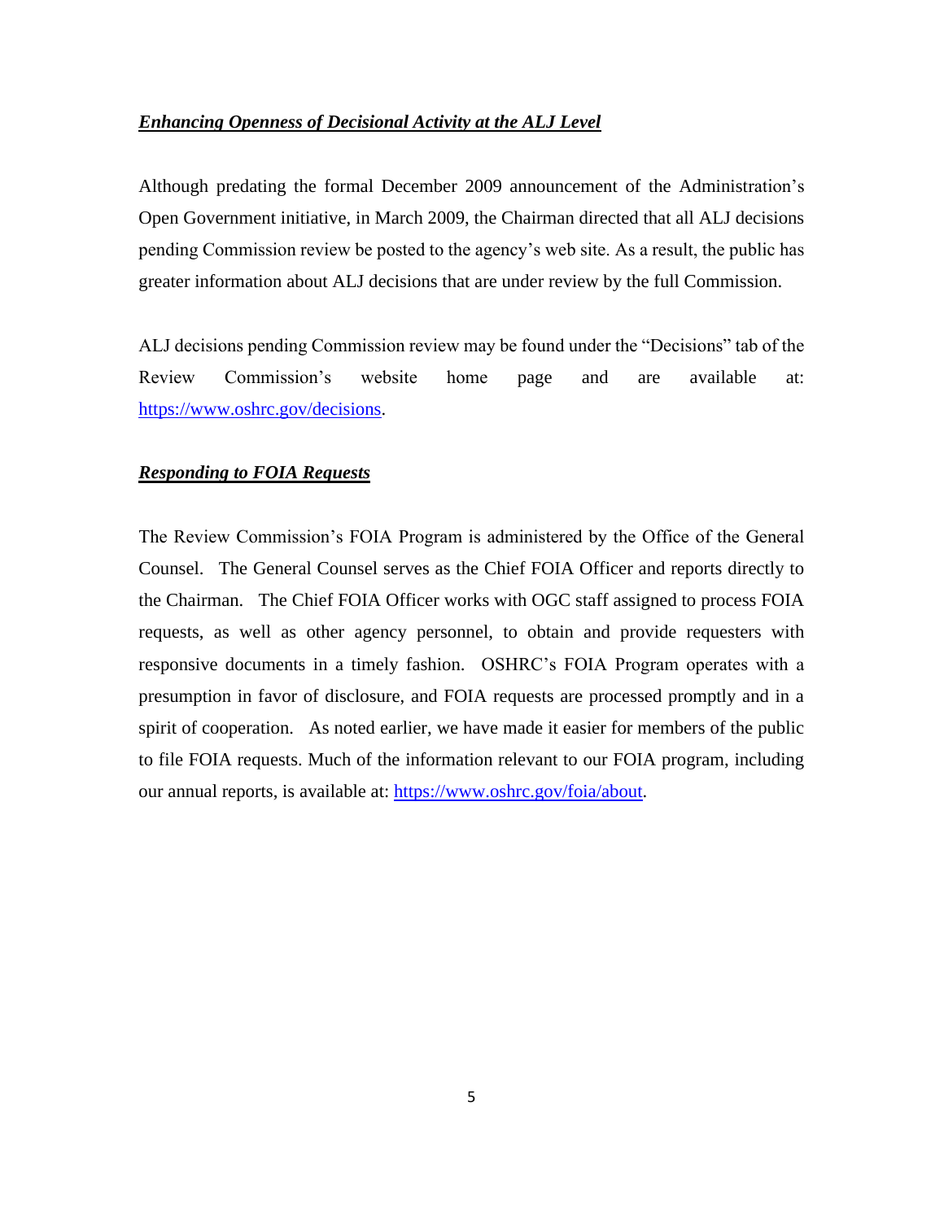***Enhancing Openness of Decisional Activity at the ALJ Level***

Although predating the formal December 2009 announcement of the Administration's Open Government initiative, in March 2009, the Chairman directed that all ALJ decisions pending Commission review be posted to the agency's web site. As a result, the public has greater information about ALJ decisions that are under review by the full Commission.

ALJ decisions pending Commission review may be found under the "Decisions" tab of the Review Commission's website home page and are available at: https://www.oshrc.gov/decisions.

***Responding to FOIA Requests***

The Review Commission's FOIA Program is administered by the Office of the General Counsel. The General Counsel serves as the Chief FOIA Officer and reports directly to the Chairman. The Chief FOIA Officer works with OGC staff assigned to process FOIA requests, as well as other agency personnel, to obtain and provide requesters with responsive documents in a timely fashion. OSHRC's FOIA Program operates with a presumption in favor of disclosure, and FOIA requests are processed promptly and in a spirit of cooperation. As noted earlier, we have made it easier for members of the public to file FOIA requests. Much of the information relevant to our FOIA program, including our annual reports, is available at: https://www.oshrc.gov/foia/about.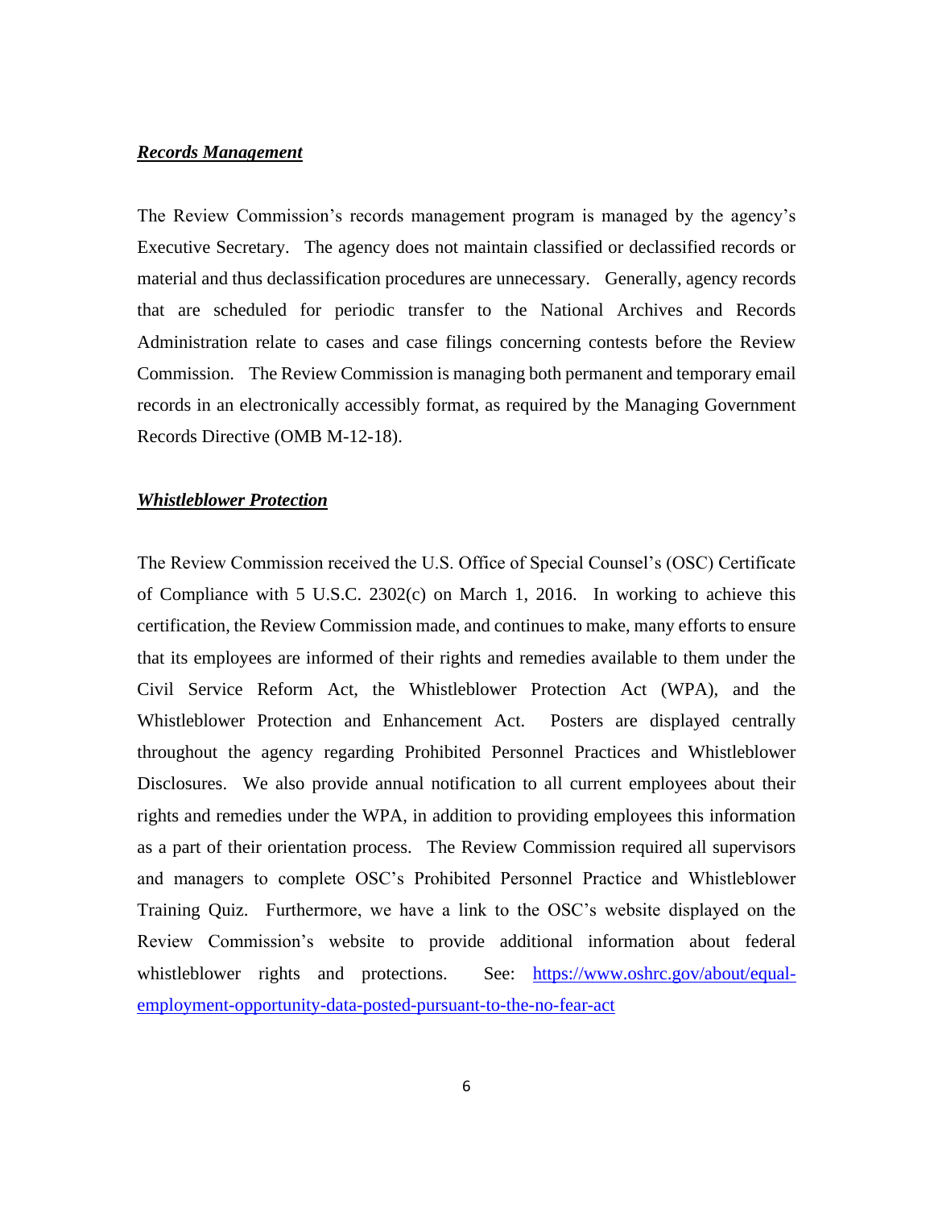***Records Management***

The Review Commission's records management program is managed by the agency's Executive Secretary. The agency does not maintain classified or declassified records or material and thus declassification procedures are unnecessary. Generally, agency records that are scheduled for periodic transfer to the National Archives and Records Administration relate to cases and case filings concerning contests before the Review Commission. The Review Commission is managing both permanent and temporary email records in an electronically accessibly format, as required by the Managing Government Records Directive (OMB M-12-18).

***Whistleblower Protection***

The Review Commission received the U.S. Office of Special Counsel's (OSC) Certificate of Compliance with 5 U.S.C. 2302(c) on March 1, 2016. In working to achieve this certification, the Review Commission made, and continues to make, many efforts to ensure that its employees are informed of their rights and remedies available to them under the Civil Service Reform Act, the Whistleblower Protection Act (WPA), and the Whistleblower Protection and Enhancement Act. Posters are displayed centrally throughout the agency regarding Prohibited Personnel Practices and Whistleblower Disclosures. We also provide annual notification to all current employees about their rights and remedies under the WPA, in addition to providing employees this information as a part of their orientation process. The Review Commission required all supervisors and managers to complete OSC's Prohibited Personnel Practice and Whistleblower Training Quiz. Furthermore, we have a link to the OSC's website displayed on the Review Commission's website to provide additional information about federal whistleblower rights and protections. See: [https://www.oshrc.gov/about/equal-employment-opportunity-data-posted-pursuant-to-the-no-fear-act](https://www.oshrc.gov/about/equal-employment-opportunity-data-posted-pursuant-to-the-no-fear-act)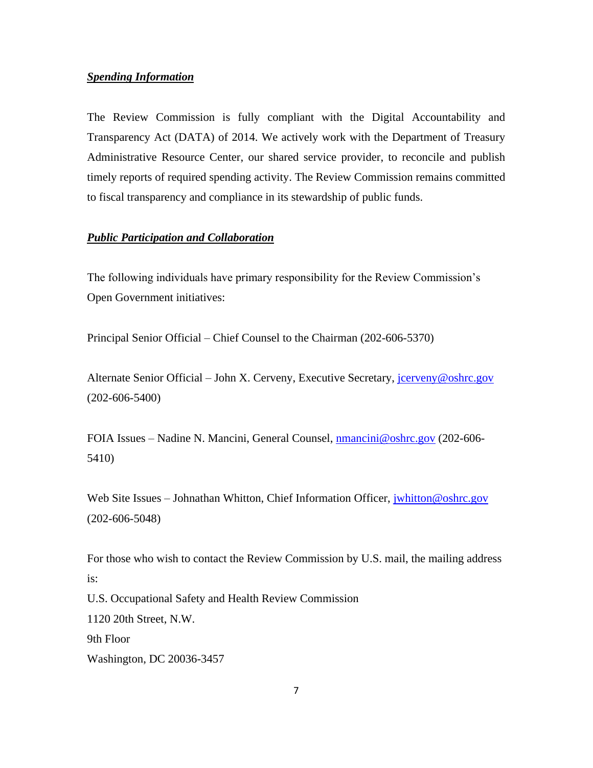***Spending Information***

The Review Commission is fully compliant with the Digital Accountability and Transparency Act (DATA) of 2014. We actively work with the Department of Treasury Administrative Resource Center, our shared service provider, to reconcile and publish timely reports of required spending activity. The Review Commission remains committed to fiscal transparency and compliance in its stewardship of public funds.

***Public Participation and Collaboration***

The following individuals have primary responsibility for the Review Commission's Open Government initiatives:

Principal Senior Official – Chief Counsel to the Chairman (202-606-5370)

Alternate Senior Official – John X. Cerveny, Executive Secretary, jcerveny@oshrc.gov (202-606-5400)

FOIA Issues – Nadine N. Mancini, General Counsel, nmancini@oshrc.gov (202-606-5410)

Web Site Issues – Johnathan Whitton, Chief Information Officer, jwhitton@oshrc.gov (202-606-5048)

For those who wish to contact the Review Commission by U.S. mail, the mailing address is:
U.S. Occupational Safety and Health Review Commission
1120 20th Street, N.W.
9th Floor
Washington, DC 20036-3457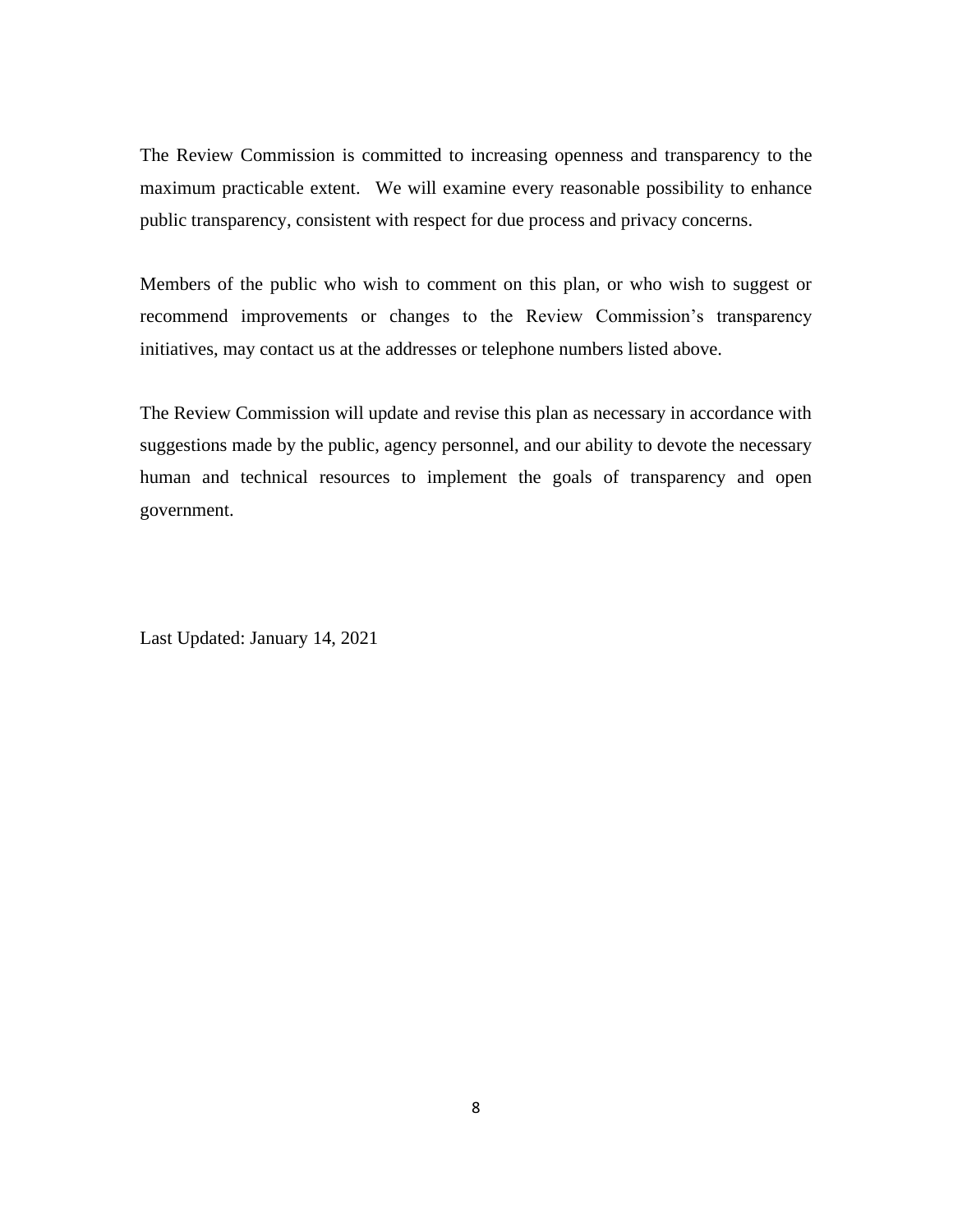The Review Commission is committed to increasing openness and transparency to the maximum practicable extent. We will examine every reasonable possibility to enhance public transparency, consistent with respect for due process and privacy concerns.

Members of the public who wish to comment on this plan, or who wish to suggest or recommend improvements or changes to the Review Commission's transparency initiatives, may contact us at the addresses or telephone numbers listed above.

The Review Commission will update and revise this plan as necessary in accordance with suggestions made by the public, agency personnel, and our ability to devote the necessary human and technical resources to implement the goals of transparency and open government.

Last Updated: January 14, 2021